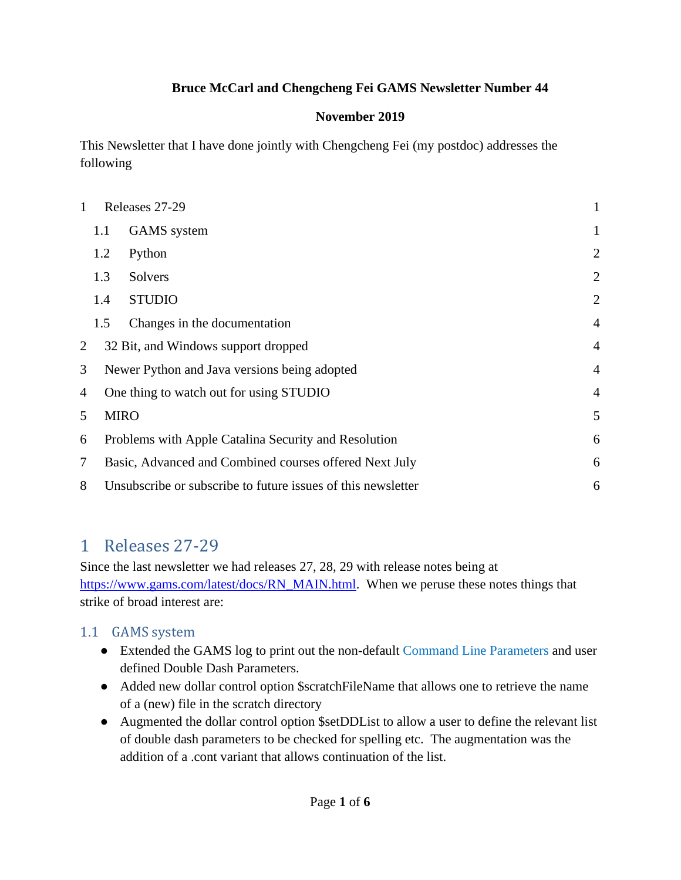**Bruce McCarl and Chengcheng Fei GAMS Newsletter Number 44**

**November 2019**

This Newsletter that I have done jointly with Chengcheng Fei (my postdoc) addresses the following

| | | |
|---|---|---|
| 1 | Releases 27-29 | 1 |
| 1.1 | GAMS system | 1 |
| 1.2 | Python | 2 |
| 1.3 | Solvers | 2 |
| 1.4 | STUDIO | 2 |
| 1.5 | Changes in the documentation | 4 |
| 2 | 32 Bit, and Windows support dropped | 4 |
| 3 | Newer Python and Java versions being adopted | 4 |
| 4 | One thing to watch out for using STUDIO | 4 |
| 5 | MIRO | 5 |
| 6 | Problems with Apple Catalina Security and Resolution | 6 |
| 7 | Basic, Advanced and Combined courses offered Next July | 6 |
| 8 | Unsubscribe or subscribe to future issues of this newsletter | 6 |

# 1 Releases 27-29

Since the last newsletter we had releases 27, 28, 29 with release notes being at https://www.gams.com/latest/docs/RN_MAIN.html. When we peruse these notes things that strike of broad interest are:

## 1.1 GAMS system

- Extended the GAMS log to print out the non-default Command Line Parameters and user defined Double Dash Parameters.
- Added new dollar control option $scratchFileName that allows one to retrieve the name of a (new) file in the scratch directory
- Augmented the dollar control option $setDDList to allow a user to define the relevant list of double dash parameters to be checked for spelling etc. The augmentation was the addition of a .cont variant that allows continuation of the list.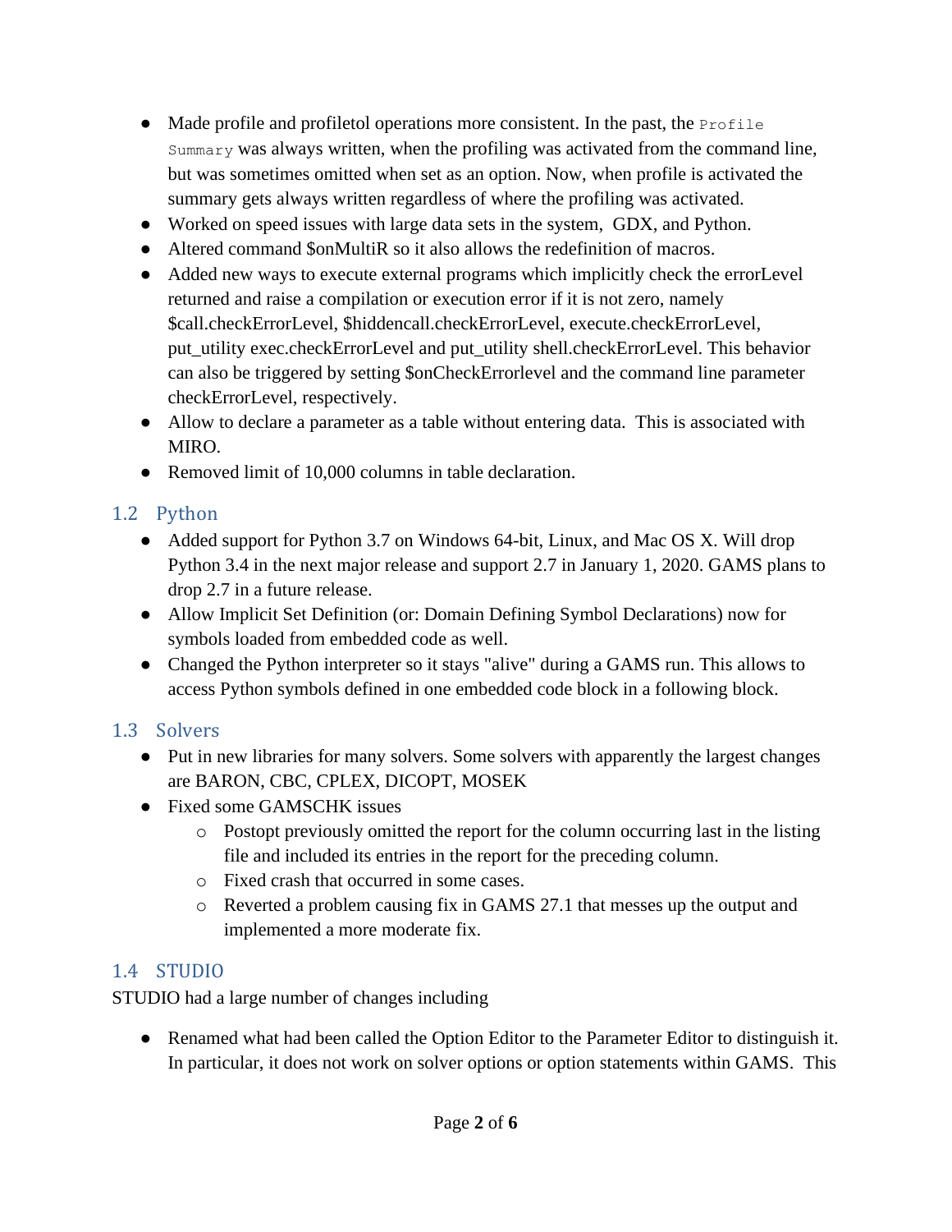- Made profile and profiletol operations more consistent. In the past, the `Profile Summary` was always written, when the profiling was activated from the command line, but was sometimes omitted when set as an option. Now, when profile is activated the summary gets always written regardless of where the profiling was activated.
- Worked on speed issues with large data sets in the system, GDX, and Python.
- Altered command $onMultiR so it also allows the redefinition of macros.
- Added new ways to execute external programs which implicitly check the errorLevel returned and raise a compilation or execution error if it is not zero, namely $call.checkErrorLevel, $hiddencall.checkErrorLevel, execute.checkErrorLevel, put_utility exec.checkErrorLevel and put_utility shell.checkErrorLevel. This behavior can also be triggered by setting $onCheckErrorlevel and the command line parameter checkErrorLevel, respectively.
- Allow to declare a parameter as a table without entering data. This is associated with MIRO.
- Removed limit of 10,000 columns in table declaration.

## 1.2 Python

- Added support for Python 3.7 on Windows 64-bit, Linux, and Mac OS X. Will drop Python 3.4 in the next major release and support 2.7 in January 1, 2020. GAMS plans to drop 2.7 in a future release.
- Allow Implicit Set Definition (or: Domain Defining Symbol Declarations) now for symbols loaded from embedded code as well.
- Changed the Python interpreter so it stays "alive" during a GAMS run. This allows to access Python symbols defined in one embedded code block in a following block.

## 1.3 Solvers

- Put in new libraries for many solvers. Some solvers with apparently the largest changes are BARON, CBC, CPLEX, DICOPT, MOSEK
- Fixed some GAMSCHK issues
  - Postopt previously omitted the report for the column occurring last in the listing file and included its entries in the report for the preceding column.
  - Fixed crash that occurred in some cases.
  - Reverted a problem causing fix in GAMS 27.1 that messes up the output and implemented a more moderate fix.

## 1.4 STUDIO

STUDIO had a large number of changes including

- Renamed what had been called the Option Editor to the Parameter Editor to distinguish it. In particular, it does not work on solver options or option statements within GAMS. This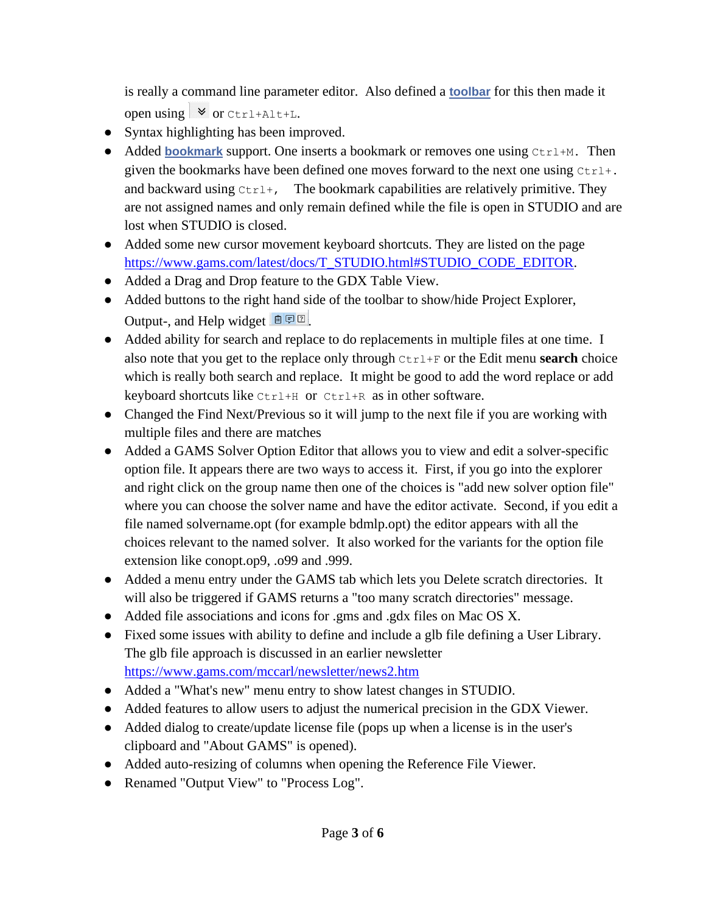is really a command line parameter editor. Also defined a **toolbar** for this then made it open using ⌄ or `Ctrl+Alt+L`.

- Syntax highlighting has been improved.
- Added **bookmark** support. One inserts a bookmark or removes one using `Ctrl+M`. Then given the bookmarks have been defined one moves forward to the next one using `Ctrl+.` and backward using `Ctrl+,` The bookmark capabilities are relatively primitive. They are not assigned names and only remain defined while the file is open in STUDIO and are lost when STUDIO is closed.
- Added some new cursor movement keyboard shortcuts. They are listed on the page https://www.gams.com/latest/docs/T_STUDIO.html#STUDIO_CODE_EDITOR.
- Added a Drag and Drop feature to the GDX Table View.
- Added buttons to the right hand side of the toolbar to show/hide Project Explorer, Output-, and Help widget.
- Added ability for search and replace to do replacements in multiple files at one time. I also note that you get to the replace only through `Ctrl+F` or the Edit menu **search** choice which is really both search and replace. It might be good to add the word replace or add keyboard shortcuts like `Ctrl+H` or `Ctrl+R` as in other software.
- Changed the Find Next/Previous so it will jump to the next file if you are working with multiple files and there are matches
- Added a GAMS Solver Option Editor that allows you to view and edit a solver-specific option file. It appears there are two ways to access it. First, if you go into the explorer and right click on the group name then one of the choices is "add new solver option file" where you can choose the solver name and have the editor activate. Second, if you edit a file named solvername.opt (for example bdmlp.opt) the editor appears with all the choices relevant to the named solver. It also worked for the variants for the option file extension like conopt.op9, .o99 and .999.
- Added a menu entry under the GAMS tab which lets you Delete scratch directories. It will also be triggered if GAMS returns a "too many scratch directories" message.
- Added file associations and icons for .gms and .gdx files on Mac OS X.
- Fixed some issues with ability to define and include a glb file defining a User Library. The glb file approach is discussed in an earlier newsletter https://www.gams.com/mccarl/newsletter/news2.htm
- Added a "What's new" menu entry to show latest changes in STUDIO.
- Added features to allow users to adjust the numerical precision in the GDX Viewer.
- Added dialog to create/update license file (pops up when a license is in the user's clipboard and "About GAMS" is opened).
- Added auto-resizing of columns when opening the Reference File Viewer.
- Renamed "Output View" to "Process Log".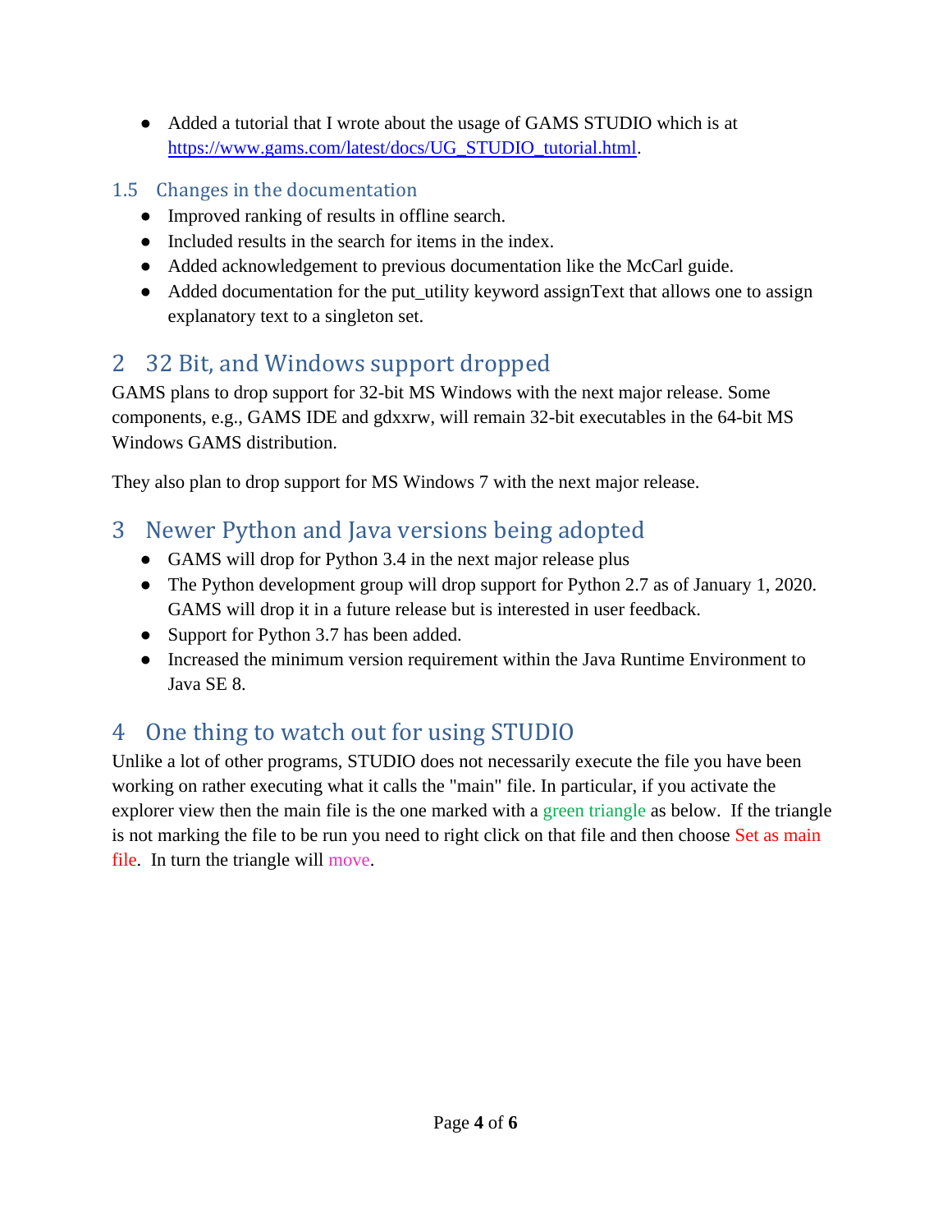- Added a tutorial that I wrote about the usage of GAMS STUDIO which is at https://www.gams.com/latest/docs/UG_STUDIO_tutorial.html.

### 1.5 Changes in the documentation

- Improved ranking of results in offline search.
- Included results in the search for items in the index.
- Added acknowledgement to previous documentation like the McCarl guide.
- Added documentation for the put_utility keyword assignText that allows one to assign explanatory text to a singleton set.

## 2 32 Bit, and Windows support dropped

GAMS plans to drop support for 32-bit MS Windows with the next major release. Some components, e.g., GAMS IDE and gdxxrw, will remain 32-bit executables in the 64-bit MS Windows GAMS distribution.

They also plan to drop support for MS Windows 7 with the next major release.

## 3 Newer Python and Java versions being adopted

- GAMS will drop for Python 3.4 in the next major release plus
- The Python development group will drop support for Python 2.7 as of January 1, 2020. GAMS will drop it in a future release but is interested in user feedback.
- Support for Python 3.7 has been added.
- Increased the minimum version requirement within the Java Runtime Environment to Java SE 8.

## 4 One thing to watch out for using STUDIO

Unlike a lot of other programs, STUDIO does not necessarily execute the file you have been working on rather executing what it calls the "main" file. In particular, if you activate the explorer view then the main file is the one marked with a green triangle as below. If the triangle is not marking the file to be run you need to right click on that file and then choose Set as main file. In turn the triangle will move.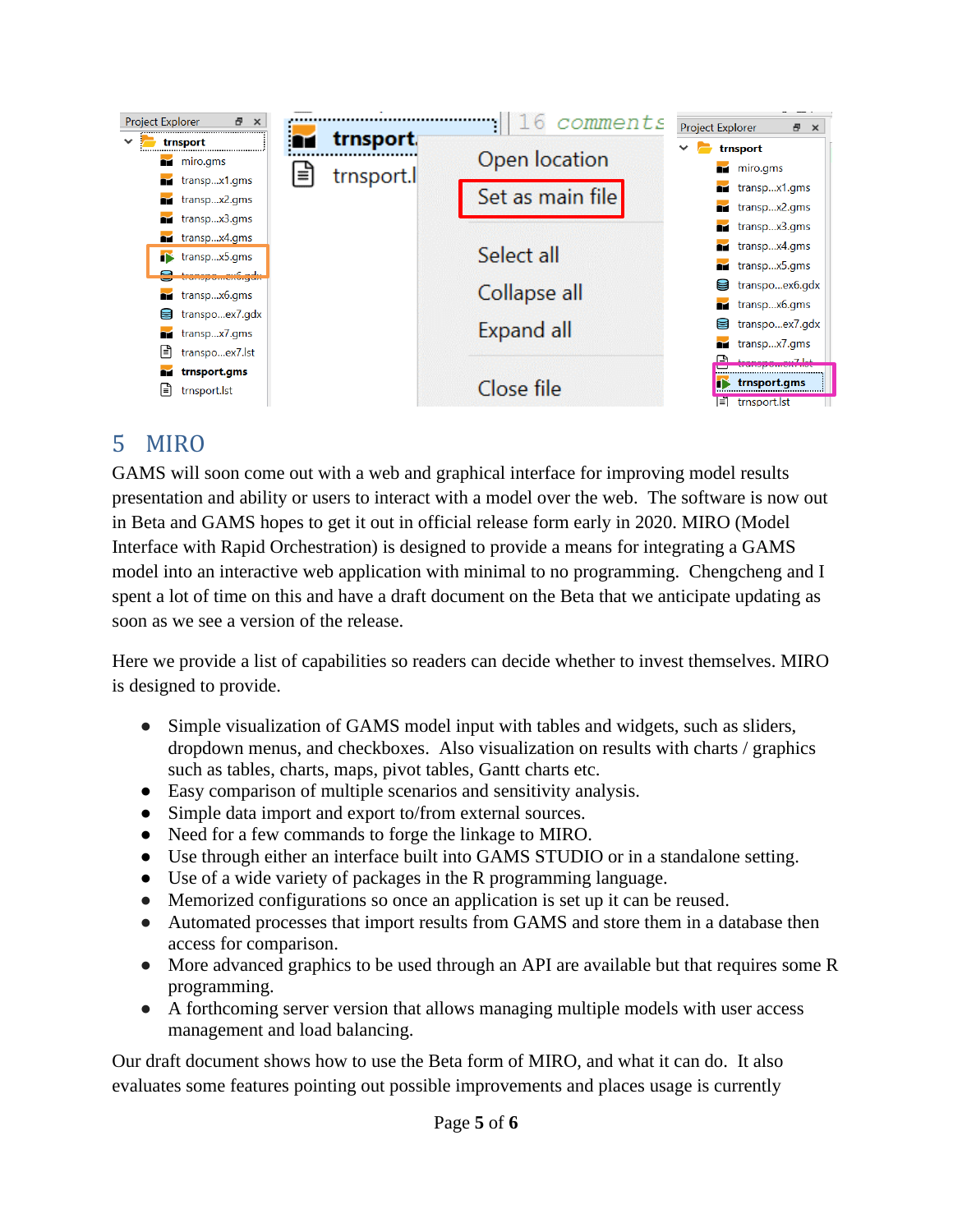## 5 MIRO

GAMS will soon come out with a web and graphical interface for improving model results presentation and ability or users to interact with a model over the web. The software is now out in Beta and GAMS hopes to get it out in official release form early in 2020. MIRO (Model Interface with Rapid Orchestration) is designed to provide a means for integrating a GAMS model into an interactive web application with minimal to no programming. Chengcheng and I spent a lot of time on this and have a draft document on the Beta that we anticipate updating as soon as we see a version of the release.

Here we provide a list of capabilities so readers can decide whether to invest themselves. MIRO is designed to provide.

- Simple visualization of GAMS model input with tables and widgets, such as sliders, dropdown menus, and checkboxes. Also visualization on results with charts / graphics such as tables, charts, maps, pivot tables, Gantt charts etc.
- Easy comparison of multiple scenarios and sensitivity analysis.
- Simple data import and export to/from external sources.
- Need for a few commands to forge the linkage to MIRO.
- Use through either an interface built into GAMS STUDIO or in a standalone setting.
- Use of a wide variety of packages in the R programming language.
- Memorized configurations so once an application is set up it can be reused.
- Automated processes that import results from GAMS and store them in a database then access for comparison.
- More advanced graphics to be used through an API are available but that requires some R programming.
- A forthcoming server version that allows managing multiple models with user access management and load balancing.

Our draft document shows how to use the Beta form of MIRO, and what it can do. It also evaluates some features pointing out possible improvements and places usage is currently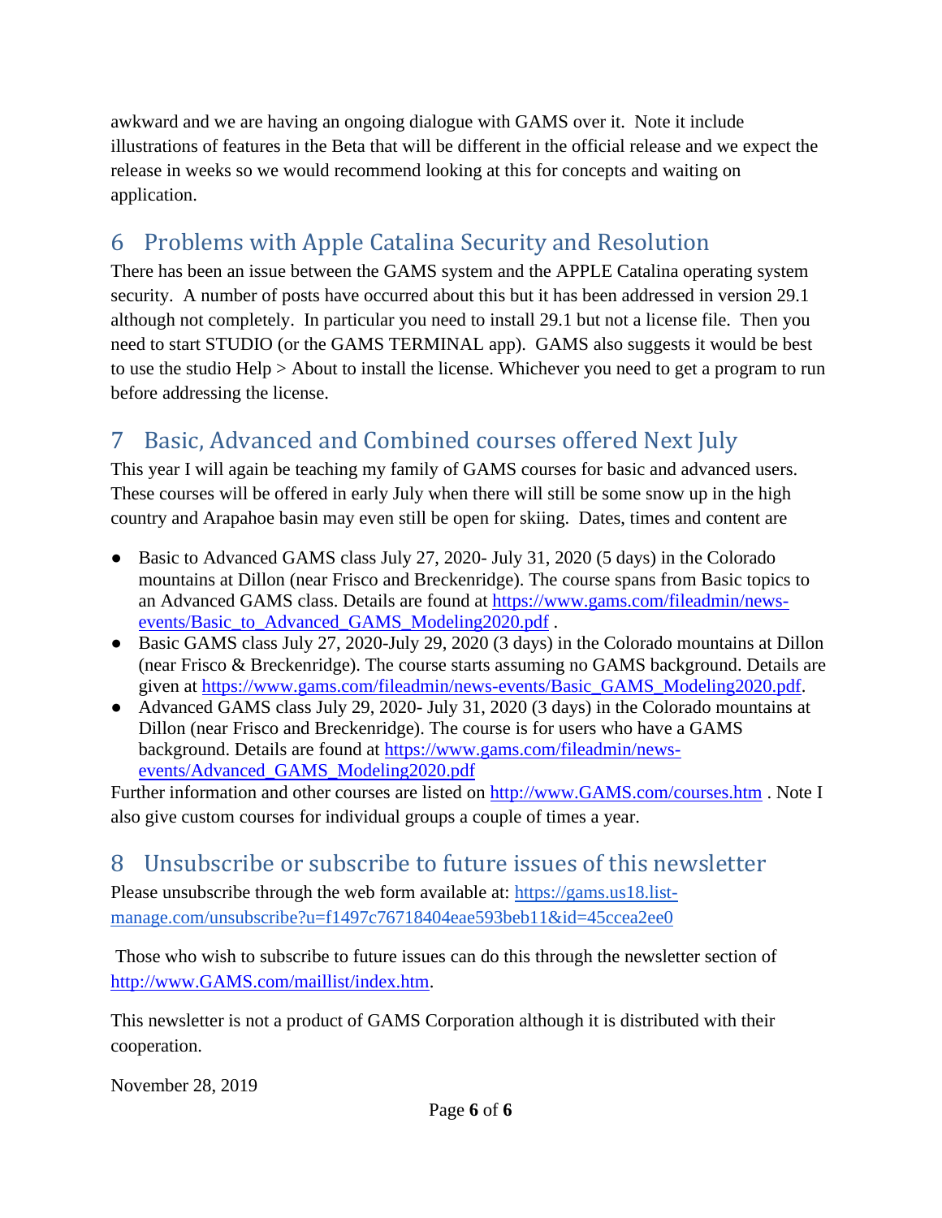awkward and we are having an ongoing dialogue with GAMS over it. Note it include illustrations of features in the Beta that will be different in the official release and we expect the release in weeks so we would recommend looking at this for concepts and waiting on application.

# 6 Problems with Apple Catalina Security and Resolution

There has been an issue between the GAMS system and the APPLE Catalina operating system security. A number of posts have occurred about this but it has been addressed in version 29.1 although not completely. In particular you need to install 29.1 but not a license file. Then you need to start STUDIO (or the GAMS TERMINAL app). GAMS also suggests it would be best to use the studio Help > About to install the license. Whichever you need to get a program to run before addressing the license.

# 7 Basic, Advanced and Combined courses offered Next July

This year I will again be teaching my family of GAMS courses for basic and advanced users. These courses will be offered in early July when there will still be some snow up in the high country and Arapahoe basin may even still be open for skiing. Dates, times and content are

- Basic to Advanced GAMS class July 27, 2020- July 31, 2020 (5 days) in the Colorado mountains at Dillon (near Frisco and Breckenridge). The course spans from Basic topics to an Advanced GAMS class. Details are found at https://www.gams.com/fileadmin/news-events/Basic_to_Advanced_GAMS_Modeling2020.pdf .
- Basic GAMS class July 27, 2020-July 29, 2020 (3 days) in the Colorado mountains at Dillon (near Frisco & Breckenridge). The course starts assuming no GAMS background. Details are given at https://www.gams.com/fileadmin/news-events/Basic_GAMS_Modeling2020.pdf.
- Advanced GAMS class July 29, 2020- July 31, 2020 (3 days) in the Colorado mountains at Dillon (near Frisco and Breckenridge). The course is for users who have a GAMS background. Details are found at https://www.gams.com/fileadmin/news-events/Advanced_GAMS_Modeling2020.pdf

Further information and other courses are listed on http://www.GAMS.com/courses.htm . Note I also give custom courses for individual groups a couple of times a year.

# 8 Unsubscribe or subscribe to future issues of this newsletter

Please unsubscribe through the web form available at: https://gams.us18.list-manage.com/unsubscribe?u=f1497c76718404eae593beb11&id=45ccea2ee0

Those who wish to subscribe to future issues can do this through the newsletter section of http://www.GAMS.com/maillist/index.htm.

This newsletter is not a product of GAMS Corporation although it is distributed with their cooperation.

November 28, 2019